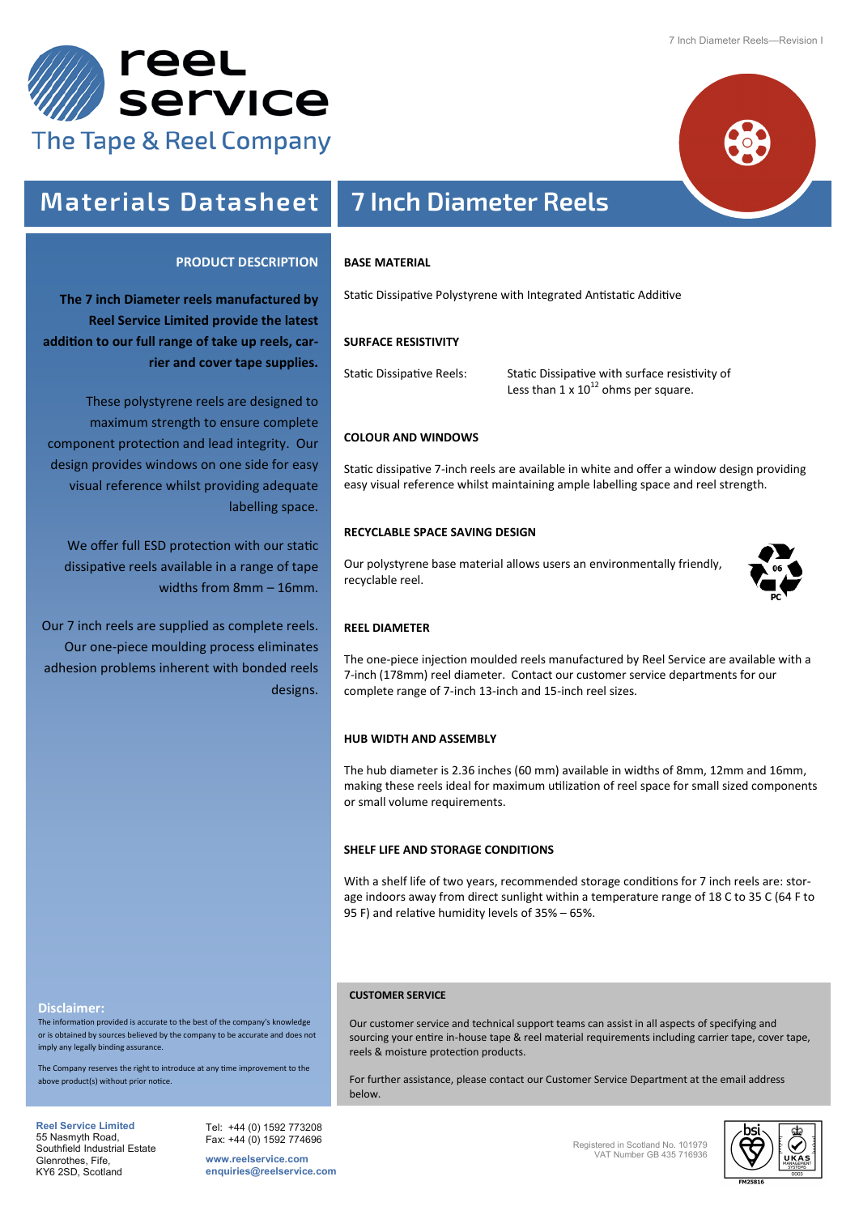# reel service

The Tape & Reel Company

## Materials Datasheet

## 7 Inch Diameter Reels

### PRODUCT DESCRIPTION

**The 7 inch Diameter reels manufactured by Reel Service Limited provide the latest addition to our full range of take up reels, carrier and cover tape supplies.**

These polystyrene reels are designed to maximum strength to ensure complete component protection and lead integrity. Our design provides windows on one side for easy visual reference whilst providing adequate labelling space.

We offer full ESD protection with our static dissipative reels available in a range of tape widths from 8mm – 16mm.

Our 7 inch reels are supplied as complete reels. Our one-piece moulding process eliminates adhesion problems inherent with bonded reels designs.

### BASE MATERIAL

Static Dissipative Polystyrene with Integrated Antistatic Additive

### SURFACE RESISTIVITY

| Static Dissipative Reels: | Static Dissipative with surface resistivity of Less than $1 \times 10^{12}$ ohms per square. |
|---|---|

### COLOUR AND WINDOWS

Static dissipative 7-inch reels are available in white and offer a window design providing easy visual reference whilst maintaining ample labelling space and reel strength.

### RECYCLABLE SPACE SAVING DESIGN

Our polystyrene base material allows users an environmentally friendly, recyclable reel.

06 PC

### REEL DIAMETER

The one-piece injection moulded reels manufactured by Reel Service are available with a 7-inch (178mm) reel diameter. Contact our customer service departments for our complete range of 7-inch 13-inch and 15-inch reel sizes.

### HUB WIDTH AND ASSEMBLY

The hub diameter is 2.36 inches (60 mm) available in widths of 8mm, 12mm and 16mm, making these reels ideal for maximum utilization of reel space for small sized components or small volume requirements.

### SHELF LIFE AND STORAGE CONDITIONS

With a shelf life of two years, recommended storage conditions for 7 inch reels are: storage indoors away from direct sunlight within a temperature range of 18 C to 35 C (64 F to 95 F) and relative humidity levels of 35% – 65%.

**Disclaimer:**

The information provided is accurate to the best of the company's knowledge or is obtained by sources believed by the company to be accurate and does not imply any legally binding assurance.

The Company reserves the right to introduce at any time improvement to the above product(s) without prior notice.

### CUSTOMER SERVICE

Our customer service and technical support teams can assist in all aspects of specifying and sourcing your entire in-house tape & reel material requirements including carrier tape, cover tape, reels & moisture protection products.

For further assistance, please contact our Customer Service Department at the email address below.

**Reel Service Limited**
55 Nasmyth Road,
Southfield Industrial Estate
Glenrothes, Fife,
KY6 2SD, Scotland

Tel: +44 (0) 1592 773208
Fax: +44 (0) 1592 774696

**www.reelservice.com**
**enquiries@reelservice.com**

Registered in Scotland No. 101979
VAT Number GB 435 716936

FM25816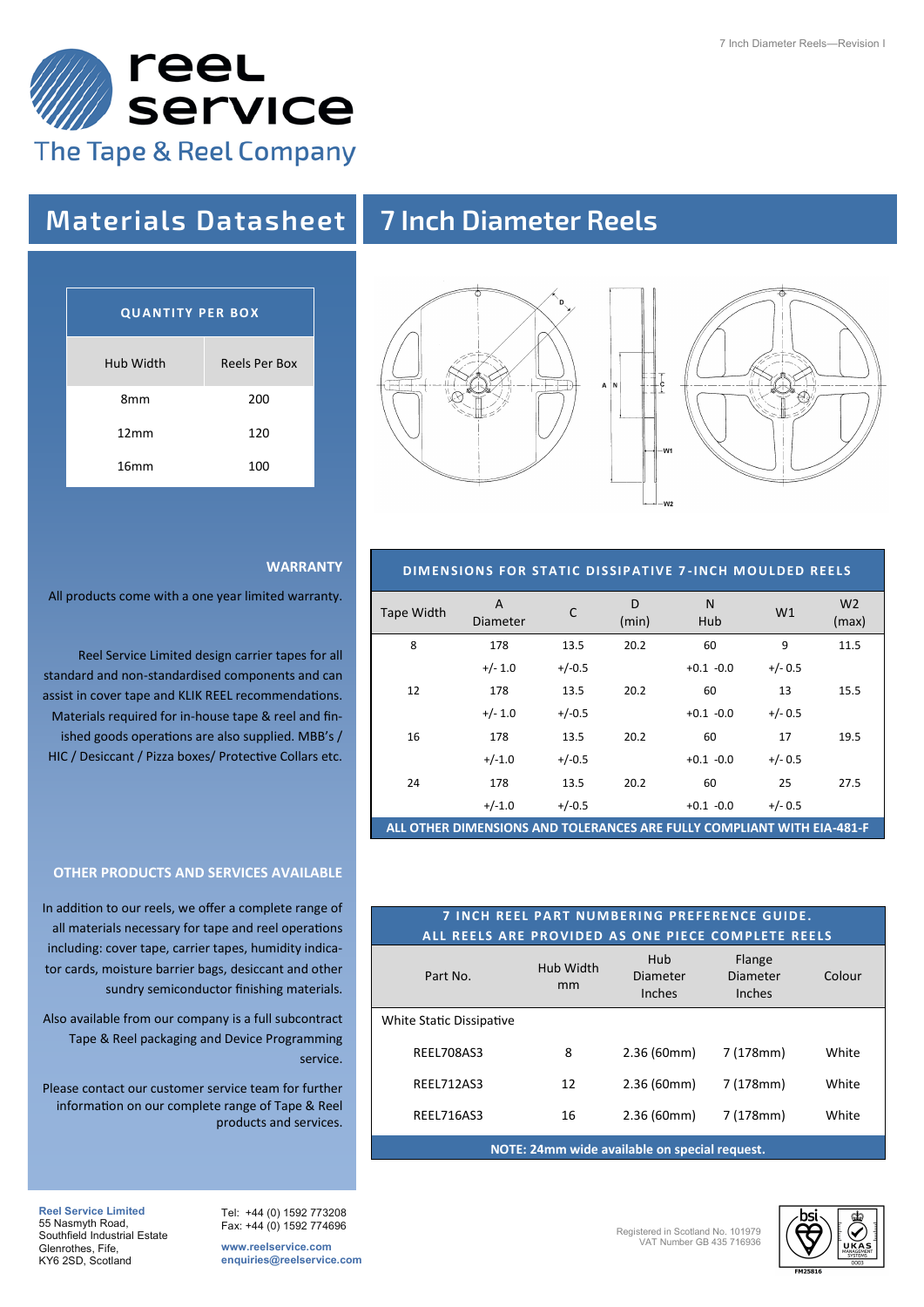reel service

The Tape & Reel Company

# Materials Datasheet

# 7 Inch Diameter Reels

| QUANTITY PER BOX | |
|---|---|
| Hub Width | Reels Per Box |
| 8mm | 200 |
| 12mm | 120 |
| 16mm | 100 |

A N C D W1 W2

### WARRANTY

All products come with a one year limited warranty.

Reel Service Limited design carrier tapes for all standard and non-standardised components and can assist in cover tape and KLIK REEL recommendations. Materials required for in-house tape & reel and finished goods operations are also supplied. MBB's / HIC / Desiccant / Pizza boxes/ Protective Collars etc.

### OTHER PRODUCTS AND SERVICES AVAILABLE

In addition to our reels, we offer a complete range of all materials necessary for tape and reel operations including: cover tape, carrier tapes, humidity indicator cards, moisture barrier bags, desiccant and other sundry semiconductor finishing materials.

Also available from our company is a full subcontract Tape & Reel packaging and Device Programming service.

Please contact our customer service team for further information on our complete range of Tape & Reel products and services.

### DIMENSIONS FOR STATIC DISSIPATIVE 7-INCH MOULDED REELS

| Tape Width | A Diameter | C | D (min) | N Hub | W1 | W2 (max) |
|---|---|---|---|---|---|---|
| 8 | 178 | 13.5 | 20.2 | 60 | 9 | 11.5 |
| | +/- 1.0 | +/-0.5 | | +0.1 -0.0 | +/- 0.5 | |
| 12 | 178 | 13.5 | 20.2 | 60 | 13 | 15.5 |
| | +/- 1.0 | +/-0.5 | | +0.1 -0.0 | +/- 0.5 | |
| 16 | 178 | 13.5 | 20.2 | 60 | 17 | 19.5 |
| | +/-1.0 | +/-0.5 | | +0.1 -0.0 | +/- 0.5 | |
| 24 | 178 | 13.5 | 20.2 | 60 | 25 | 27.5 |
| | +/-1.0 | +/-0.5 | | +0.1 -0.0 | +/- 0.5 | |

**ALL OTHER DIMENSIONS AND TOLERANCES ARE FULLY COMPLIANT WITH EIA-481-F**

### 7 INCH REEL PART NUMBERING PREFERENCE GUIDE. ALL REELS ARE PROVIDED AS ONE PIECE COMPLETE REELS

| Part No. | Hub Width mm | Hub Diameter Inches | Flange Diameter Inches | Colour |
|---|---|---|---|---|
| White Static Dissipative | | | | |
| REEL708AS3 | 8 | 2.36 (60mm) | 7 (178mm) | White |
| REEL712AS3 | 12 | 2.36 (60mm) | 7 (178mm) | White |
| REEL716AS3 | 16 | 2.36 (60mm) | 7 (178mm) | White |

**NOTE: 24mm wide available on special request.**

**Reel Service Limited**
55 Nasmyth Road,
Southfield Industrial Estate
Glenrothes, Fife,
KY6 2SD, Scotland

Tel: +44 (0) 1592 773208
Fax: +44 (0) 1592 774696

www.reelservice.com
enquiries@reelservice.com

Registered in Scotland No. 101979
VAT Number GB 435 716936

FM25816